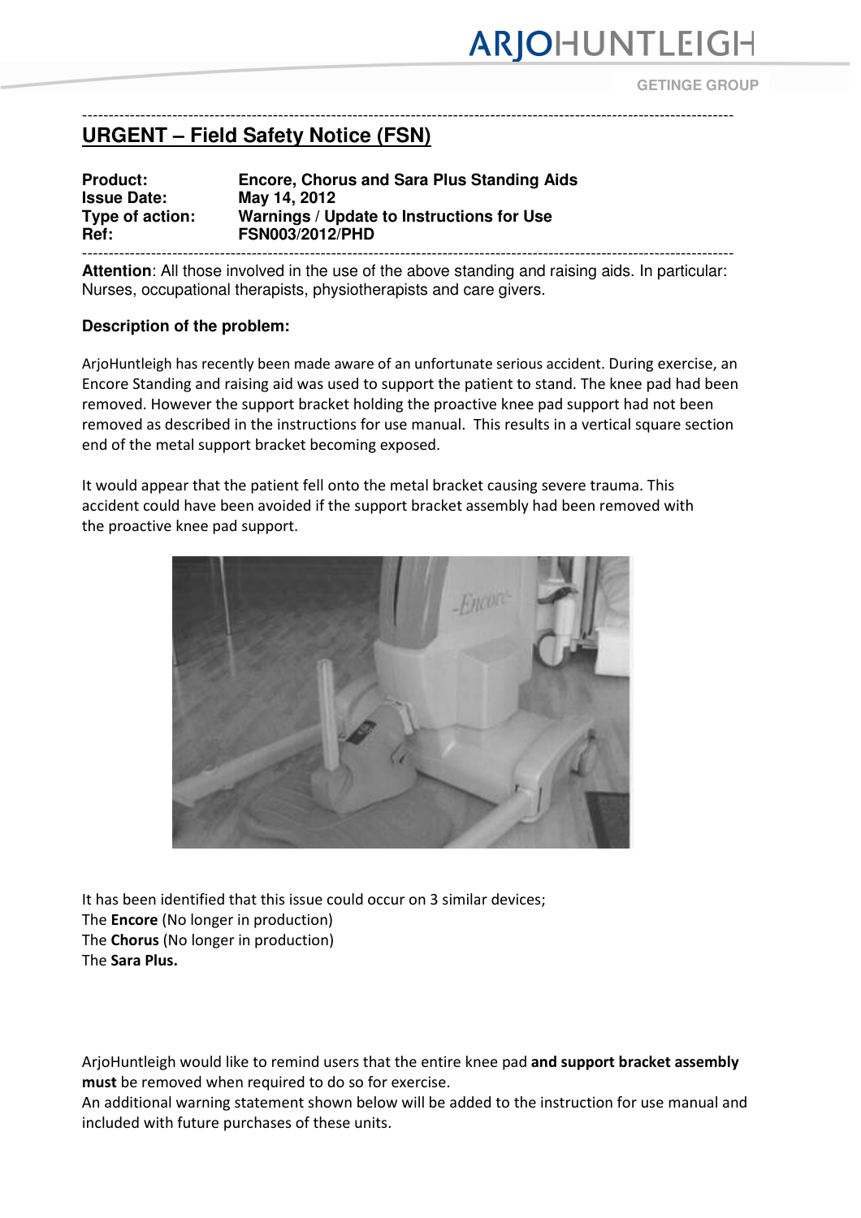# URGENT – Field Safety Notice (FSN)

**Product:** Encore, Chorus and Sara Plus Standing Aids
**Issue Date:** May 14, 2012
**Type of action:** Warnings / Update to Instructions for Use
**Ref:** FSN003/2012/PHD

**Attention**: All those involved in the use of the above standing and raising aids. In particular: Nurses, occupational therapists, physiotherapists and care givers.

### Description of the problem:

ArjoHuntleigh has recently been made aware of an unfortunate serious accident. During exercise, an Encore Standing and raising aid was used to support the patient to stand. The knee pad had been removed. However the support bracket holding the proactive knee pad support had not been removed as described in the instructions for use manual. This results in a vertical square section end of the metal support bracket becoming exposed.

It would appear that the patient fell onto the metal bracket causing severe trauma. This accident could have been avoided if the support bracket assembly had been removed with the proactive knee pad support.

It has been identified that this issue could occur on 3 similar devices;
The **Encore** (No longer in production)
The **Chorus** (No longer in production)
The **Sara Plus.**

ArjoHuntleigh would like to remind users that the entire knee pad **and support bracket assembly must** be removed when required to do so for exercise.
An additional warning statement shown below will be added to the instruction for use manual and included with future purchases of these units.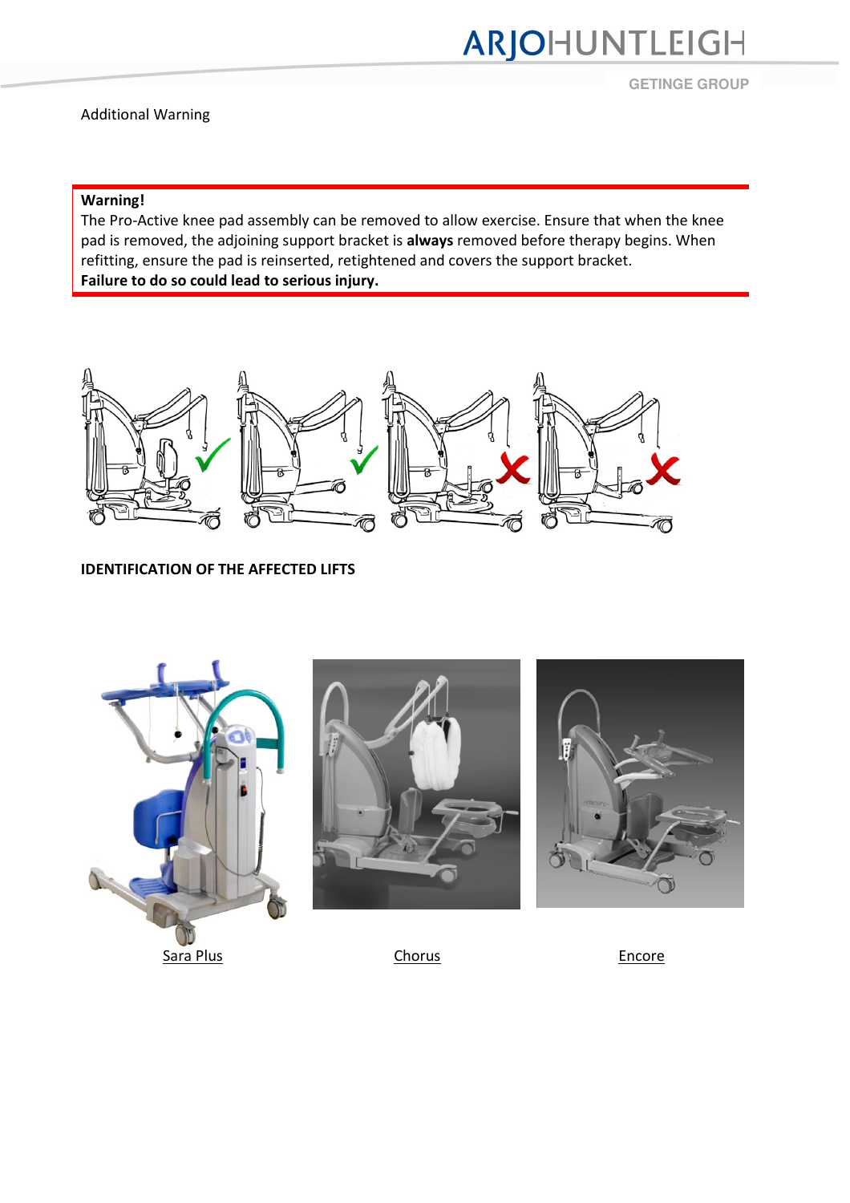Additional Warning

**Warning!**
The Pro-Active knee pad assembly can be removed to allow exercise. Ensure that when the knee pad is removed, the adjoining support bracket is **always** removed before therapy begins. When refitting, ensure the pad is reinserted, retightened and covers the support bracket.
**Failure to do so could lead to serious injury.**

**IDENTIFICATION OF THE AFFECTED LIFTS**

Sara Plus

Chorus

Encore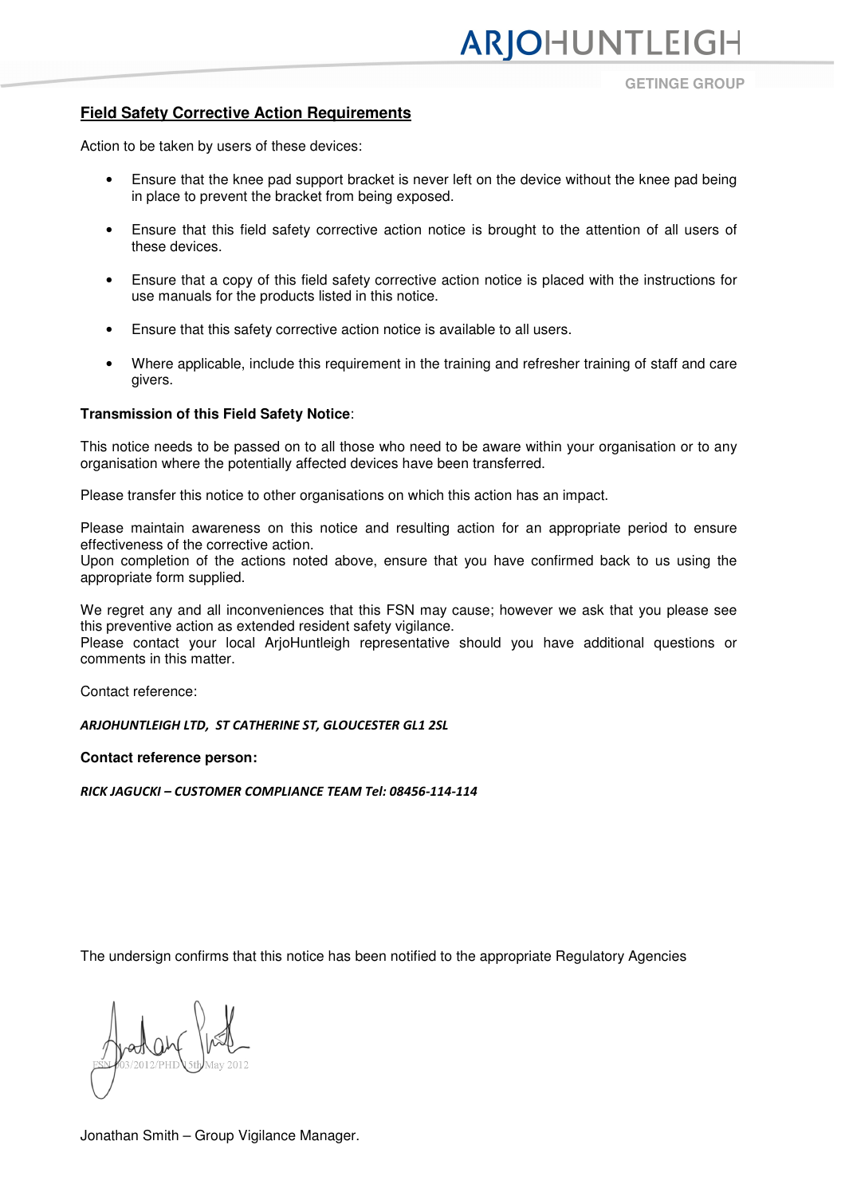## Field Safety Corrective Action Requirements

Action to be taken by users of these devices:

- Ensure that the knee pad support bracket is never left on the device without the knee pad being in place to prevent the bracket from being exposed.
- Ensure that this field safety corrective action notice is brought to the attention of all users of these devices.
- Ensure that a copy of this field safety corrective action notice is placed with the instructions for use manuals for the products listed in this notice.
- Ensure that this safety corrective action notice is available to all users.
- Where applicable, include this requirement in the training and refresher training of staff and care givers.

**Transmission of this Field Safety Notice**:

This notice needs to be passed on to all those who need to be aware within your organisation or to any organisation where the potentially affected devices have been transferred.

Please transfer this notice to other organisations on which this action has an impact.

Please maintain awareness on this notice and resulting action for an appropriate period to ensure effectiveness of the corrective action.
Upon completion of the actions noted above, ensure that you have confirmed back to us using the appropriate form supplied.

We regret any and all inconveniences that this FSN may cause; however we ask that you please see this preventive action as extended resident safety vigilance.
Please contact your local ArjoHuntleigh representative should you have additional questions or comments in this matter.

Contact reference:

***ARJOHUNTLEIGH LTD, ST CATHERINE ST, GLOUCESTER GL1 2SL***

**Contact reference person:**

***RICK JAGUCKI – CUSTOMER COMPLIANCE TEAM Tel: 08456-114-114***

The undersign confirms that this notice has been notified to the appropriate Regulatory Agencies

FSN 003/2012/PHD 15th May 2012

Jonathan Smith – Group Vigilance Manager.